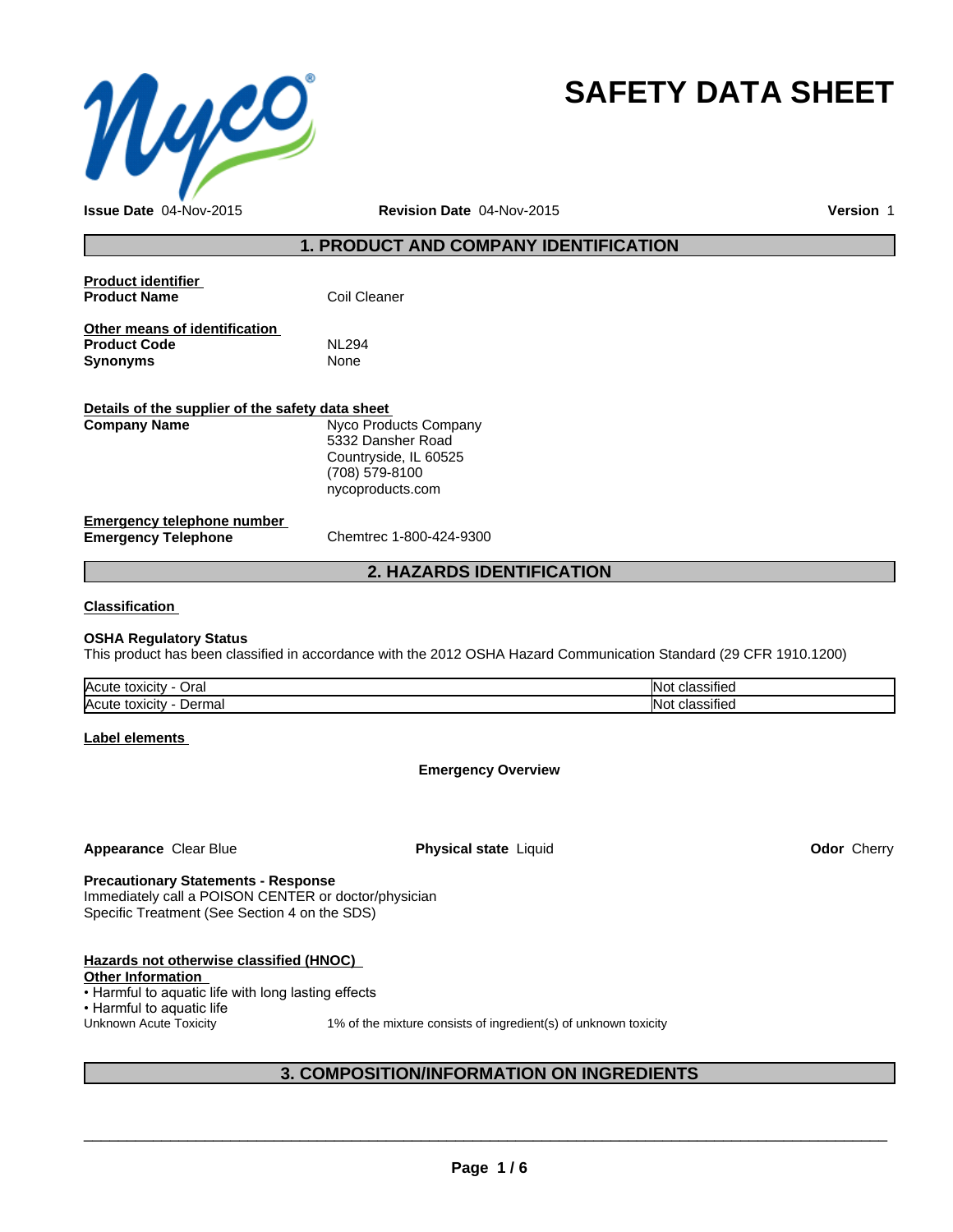# SAFETY DATA SHEET

**Issue Date** 04-Nov-2015 **Revision Date** 04-Nov-2015 **Version** 1

## 1. PRODUCT AND COMPANY IDENTIFICATION

**Product identifier**

**Product Name** Coil Cleaner

**Other means of identification**

**Product Code** NL294

**Synonyms** None

**Details of the supplier of the safety data sheet**

**Company Name** Nyco Products Company
5332 Dansher Road
Countryside, IL 60525
(708) 579-8100
nycoproducts.com

**Emergency telephone number**

**Emergency Telephone** Chemtrec 1-800-424-9300

## 2. HAZARDS IDENTIFICATION

**Classification**

**OSHA Regulatory Status**

This product has been classified in accordance with the 2012 OSHA Hazard Communication Standard (29 CFR 1910.1200)

| | |
|---|---|
| Acute toxicity - Oral | Not classified |
| Acute toxicity - Dermal | Not classified |

**Label elements**

**Emergency Overview**

**Appearance** Clear Blue **Physical state** Liquid **Odor** Cherry

**Precautionary Statements - Response**

Immediately call a POISON CENTER or doctor/physician

Specific Treatment (See Section 4 on the SDS)

**Hazards not otherwise classified (HNOC)**

**Other Information**

- Harmful to aquatic life with long lasting effects
- Harmful to aquatic life

Unknown Acute Toxicity 1% of the mixture consists of ingredient(s) of unknown toxicity

## 3. COMPOSITION/INFORMATION ON INGREDIENTS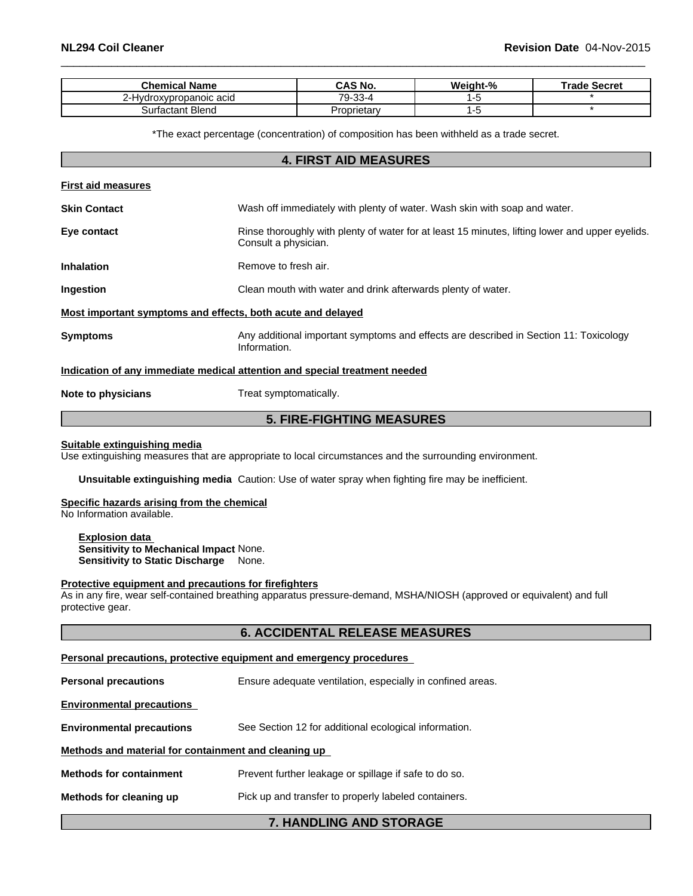| Chemical Name | CAS No. | Weight-% | Trade Secret |
| --- | --- | --- | --- |
| 2-Hydroxypropanoic acid | 79-33-4 | 1-5 | * |
| Surfactant Blend | Proprietary | 1-5 | * |

*The exact percentage (concentration) of composition has been withheld as a trade secret.

## 4. FIRST AID MEASURES

**First aid measures**

**Skin Contact** Wash off immediately with plenty of water. Wash skin with soap and water.

**Eye contact** Rinse thoroughly with plenty of water for at least 15 minutes, lifting lower and upper eyelids. Consult a physician.

**Inhalation** Remove to fresh air.

**Ingestion** Clean mouth with water and drink afterwards plenty of water.

**Most important symptoms and effects, both acute and delayed**

**Symptoms** Any additional important symptoms and effects are described in Section 11: Toxicology Information.

**Indication of any immediate medical attention and special treatment needed**

**Note to physicians** Treat symptomatically.

## 5. FIRE-FIGHTING MEASURES

**Suitable extinguishing media**
Use extinguishing measures that are appropriate to local circumstances and the surrounding environment.

**Unsuitable extinguishing media** Caution: Use of water spray when fighting fire may be inefficient.

**Specific hazards arising from the chemical**
No Information available.

**Explosion data**
**Sensitivity to Mechanical Impact** None.
**Sensitivity to Static Discharge** None.

**Protective equipment and precautions for firefighters**
As in any fire, wear self-contained breathing apparatus pressure-demand, MSHA/NIOSH (approved or equivalent) and full protective gear.

## 6. ACCIDENTAL RELEASE MEASURES

**Personal precautions, protective equipment and emergency procedures**

**Personal precautions** Ensure adequate ventilation, especially in confined areas.

**Environmental precautions**

**Environmental precautions** See Section 12 for additional ecological information.

**Methods and material for containment and cleaning up**

**Methods for containment** Prevent further leakage or spillage if safe to do so.

**Methods for cleaning up** Pick up and transfer to properly labeled containers.

## 7. HANDLING AND STORAGE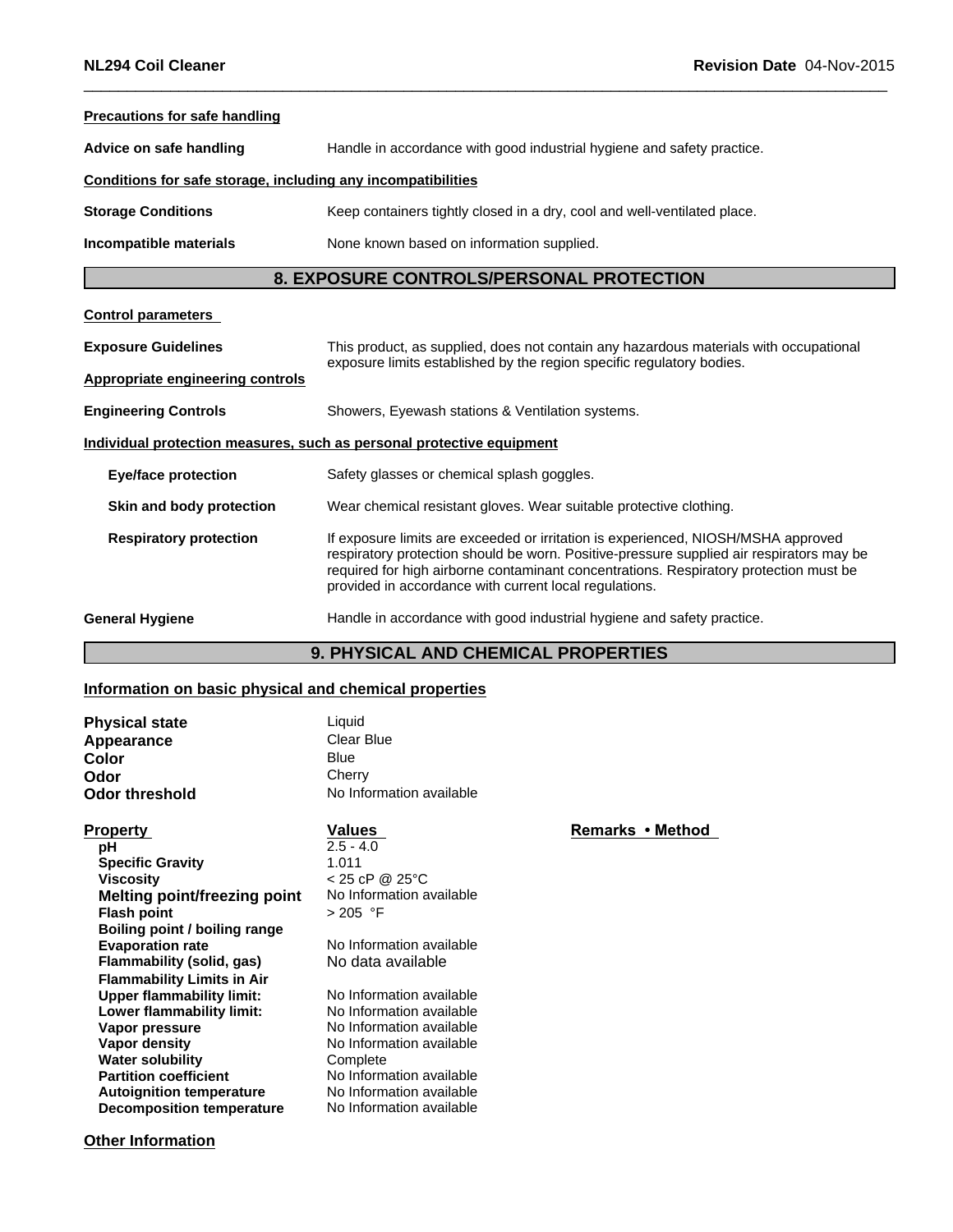**Precautions for safe handling**

**Advice on safe handling** Handle in accordance with good industrial hygiene and safety practice.

**Conditions for safe storage, including any incompatibilities**

**Storage Conditions** Keep containers tightly closed in a dry, cool and well-ventilated place.

**Incompatible materials** None known based on information supplied.

## 8. EXPOSURE CONTROLS/PERSONAL PROTECTION

**Control parameters**

**Exposure Guidelines** This product, as supplied, does not contain any hazardous materials with occupational exposure limits established by the region specific regulatory bodies.

**Appropriate engineering controls**

**Engineering Controls** Showers, Eyewash stations & Ventilation systems.

**Individual protection measures, such as personal protective equipment**

**Eye/face protection** Safety glasses or chemical splash goggles.

**Skin and body protection** Wear chemical resistant gloves. Wear suitable protective clothing.

**Respiratory protection** If exposure limits are exceeded or irritation is experienced, NIOSH/MSHA approved respiratory protection should be worn. Positive-pressure supplied air respirators may be required for high airborne contaminant concentrations. Respiratory protection must be provided in accordance with current local regulations.

**General Hygiene** Handle in accordance with good industrial hygiene and safety practice.

## 9. PHYSICAL AND CHEMICAL PROPERTIES

**Information on basic physical and chemical properties**

**Physical state** Liquid
**Appearance** Clear Blue
**Color** Blue
**Odor** Cherry
**Odor threshold** No Information available

| Property | Values | Remarks • Method |
|---|---|---|
| pH | 2.5 - 4.0 | |
| Specific Gravity | 1.011 | |
| Viscosity | < 25 cP @ 25°C | |
| Melting point/freezing point | No Information available | |
| Flash point | > 205 °F | |
| Boiling point / boiling range | | |
| Evaporation rate | No Information available | |
| Flammability (solid, gas) | No data available | |
| Flammability Limits in Air | | |
| Upper flammability limit: | No Information available | |
| Lower flammability limit: | No Information available | |
| Vapor pressure | No Information available | |
| Vapor density | No Information available | |
| Water solubility | Complete | |
| Partition coefficient | No Information available | |
| Autoignition temperature | No Information available | |
| Decomposition temperature | No Information available | |

**Other Information**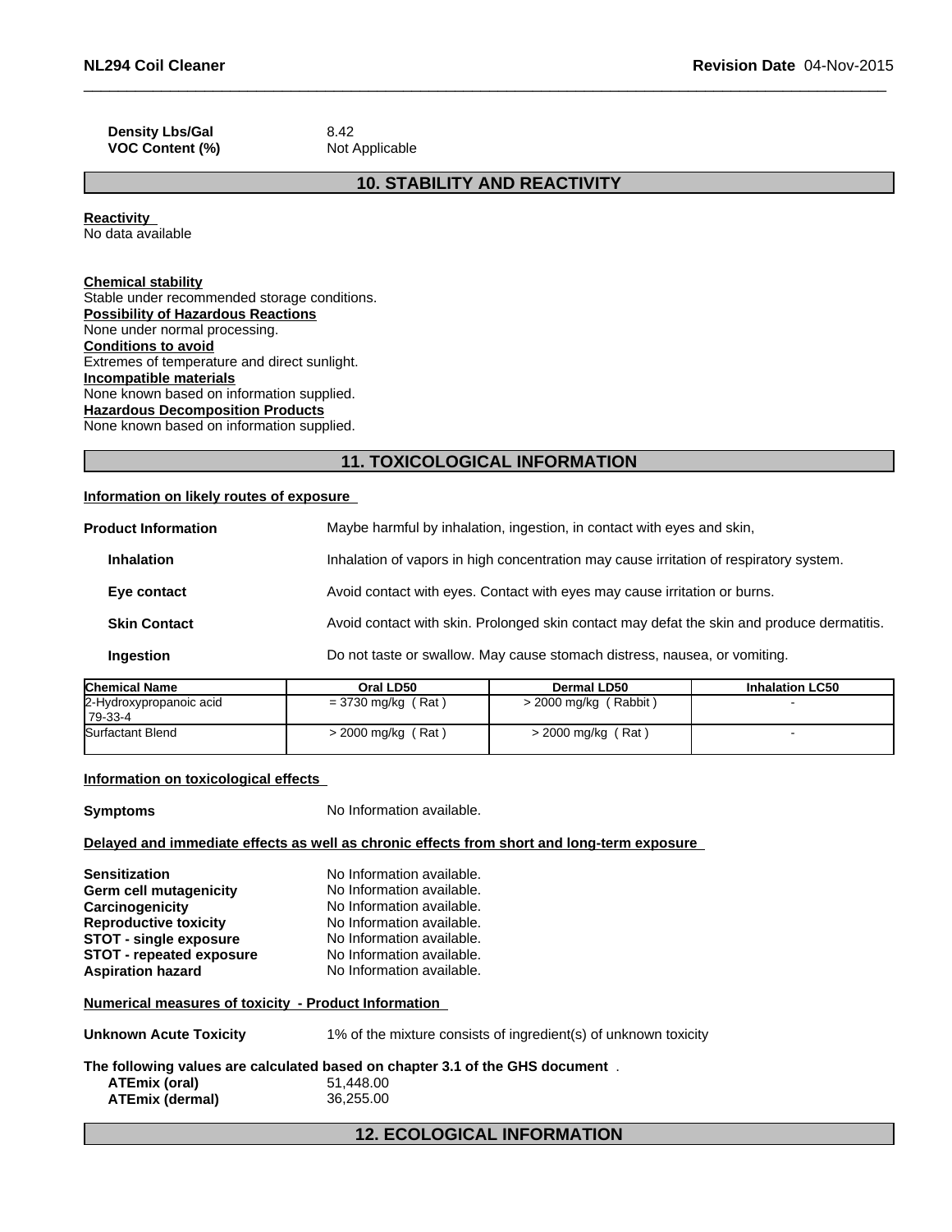**Density Lbs/Gal** 8.42
**VOC Content (%)** Not Applicable

## 10. STABILITY AND REACTIVITY

**Reactivity**
No data available

**Chemical stability**
Stable under recommended storage conditions.
**Possibility of Hazardous Reactions**
None under normal processing.
**Conditions to avoid**
Extremes of temperature and direct sunlight.
**Incompatible materials**
None known based on information supplied.
**Hazardous Decomposition Products**
None known based on information supplied.

## 11. TOXICOLOGICAL INFORMATION

**Information on likely routes of exposure**

**Product Information** Maybe harmful by inhalation, ingestion, in contact with eyes and skin,

**Inhalation** Inhalation of vapors in high concentration may cause irritation of respiratory system.

**Eye contact** Avoid contact with eyes. Contact with eyes may cause irritation or burns.

**Skin Contact** Avoid contact with skin. Prolonged skin contact may defat the skin and produce dermatitis.

**Ingestion** Do not taste or swallow. May cause stomach distress, nausea, or vomiting.

| Chemical Name | Oral LD50 | Dermal LD50 | Inhalation LC50 |
|---|---|---|---|
| 2-Hydroxypropanoic acid 79-33-4 | = 3730 mg/kg ( Rat ) | > 2000 mg/kg ( Rabbit ) | - |
| Surfactant Blend | > 2000 mg/kg ( Rat ) | > 2000 mg/kg ( Rat ) | - |

**Information on toxicological effects**

**Symptoms** No Information available.

**Delayed and immediate effects as well as chronic effects from short and long-term exposure**

**Sensitization** No Information available.
**Germ cell mutagenicity** No Information available.
**Carcinogenicity** No Information available.
**Reproductive toxicity** No Information available.
**STOT - single exposure** No Information available.
**STOT - repeated exposure** No Information available.
**Aspiration hazard** No Information available.

**Numerical measures of toxicity - Product Information**

**Unknown Acute Toxicity** 1% of the mixture consists of ingredient(s) of unknown toxicity

**The following values are calculated based on chapter 3.1 of the GHS document** .
**ATEmix (oral)** 51,448.00
**ATEmix (dermal)** 36,255.00

## 12. ECOLOGICAL INFORMATION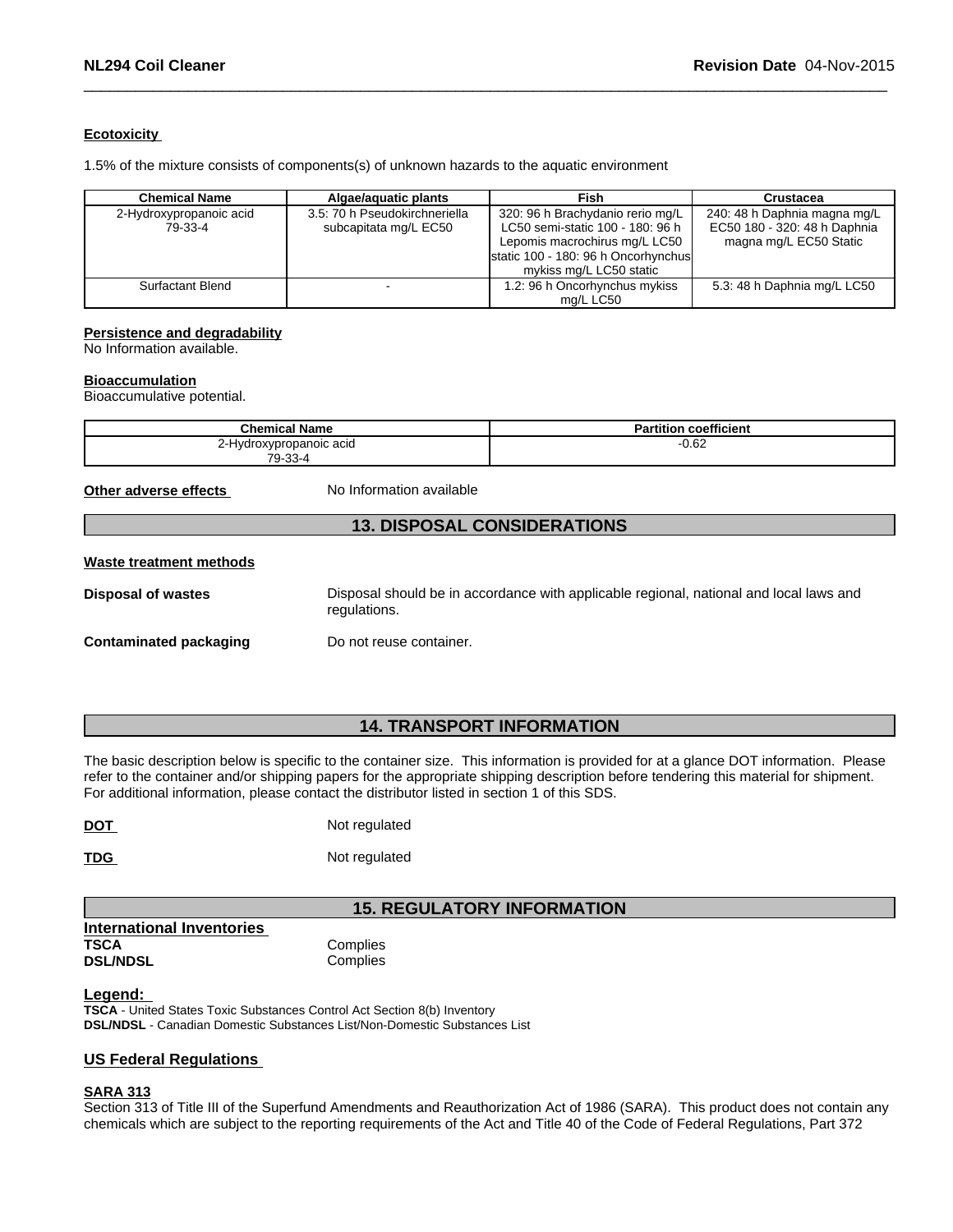**Ecotoxicity**

1.5% of the mixture consists of components(s) of unknown hazards to the aquatic environment

| Chemical Name | Algae/aquatic plants | Fish | Crustacea |
|---|---|---|---|
| 2-Hydroxypropanoic acid 79-33-4 | 3.5: 70 h Pseudokirchneriella subcapitata mg/L EC50 | 320: 96 h Brachydanio rerio mg/L LC50 semi-static 100 - 180: 96 h Lepomis macrochirus mg/L LC50 static 100 - 180: 96 h Oncorhynchus mykiss mg/L LC50 static | 240: 48 h Daphnia magna mg/L EC50 180 - 320: 48 h Daphnia magna mg/L EC50 Static |
| Surfactant Blend | - | 1.2: 96 h Oncorhynchus mykiss mg/L LC50 | 5.3: 48 h Daphnia mg/L LC50 |

**Persistence and degradability**
No Information available.

**Bioaccumulation**
Bioaccumulative potential.

| Chemical Name | Partition coefficient |
|---|---|
| 2-Hydroxypropanoic acid 79-33-4 | -0.62 |

**Other adverse effects** No Information available

## 13. DISPOSAL CONSIDERATIONS

**Waste treatment methods**

**Disposal of wastes** Disposal should be in accordance with applicable regional, national and local laws and regulations.

**Contaminated packaging** Do not reuse container.

## 14. TRANSPORT INFORMATION

The basic description below is specific to the container size. This information is provided for at a glance DOT information. Please refer to the container and/or shipping papers for the appropriate shipping description before tendering this material for shipment. For additional information, please contact the distributor listed in section 1 of this SDS.

**DOT** Not regulated

**TDG** Not regulated

## 15. REGULATORY INFORMATION

**International Inventories**

**TSCA** Complies
**DSL/NDSL** Complies

**Legend:**
**TSCA** - United States Toxic Substances Control Act Section 8(b) Inventory
**DSL/NDSL** - Canadian Domestic Substances List/Non-Domestic Substances List

**US Federal Regulations**

**SARA 313**
Section 313 of Title III of the Superfund Amendments and Reauthorization Act of 1986 (SARA). This product does not contain any chemicals which are subject to the reporting requirements of the Act and Title 40 of the Code of Federal Regulations, Part 372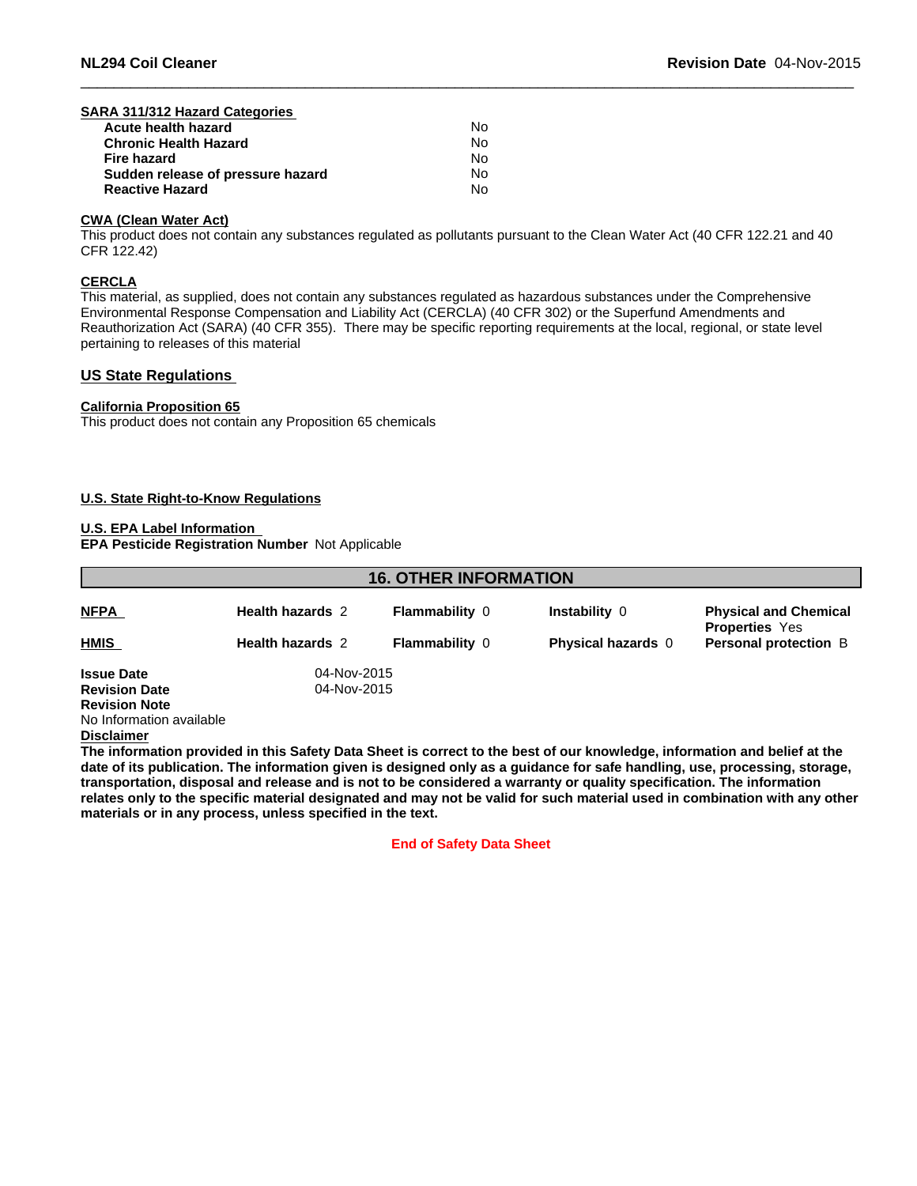**SARA 311/312 Hazard Categories**

| | |
|---|---|
| **Acute health hazard** | No |
| **Chronic Health Hazard** | No |
| **Fire hazard** | No |
| **Sudden release of pressure hazard** | No |
| **Reactive Hazard** | No |

**CWA (Clean Water Act)**

This product does not contain any substances regulated as pollutants pursuant to the Clean Water Act (40 CFR 122.21 and 40 CFR 122.42)

**CERCLA**

This material, as supplied, does not contain any substances regulated as hazardous substances under the Comprehensive Environmental Response Compensation and Liability Act (CERCLA) (40 CFR 302) or the Superfund Amendments and Reauthorization Act (SARA) (40 CFR 355). There may be specific reporting requirements at the local, regional, or state level pertaining to releases of this material

## US State Regulations

**California Proposition 65**

This product does not contain any Proposition 65 chemicals

**U.S. State Right-to-Know Regulations**

**U.S. EPA Label Information**

**EPA Pesticide Registration Number** Not Applicable

## 16. OTHER INFORMATION

| | | | | |
|---|---|---|---|---|
| **NFPA** | **Health hazards** 2 | **Flammability** 0 | **Instability** 0 | **Physical and Chemical Properties** Yes |
| **HMIS** | **Health hazards** 2 | **Flammability** 0 | **Physical hazards** 0 | **Personal protection** B |

**Issue Date** 04-Nov-2015

**Revision Date** 04-Nov-2015

**Revision Note**

No Information available

**Disclaimer**

**The information provided in this Safety Data Sheet is correct to the best of our knowledge, information and belief at the date of its publication. The information given is designed only as a guidance for safe handling, use, processing, storage, transportation, disposal and release and is not to be considered a warranty or quality specification. The information relates only to the specific material designated and may not be valid for such material used in combination with any other materials or in any process, unless specified in the text.**

**End of Safety Data Sheet**